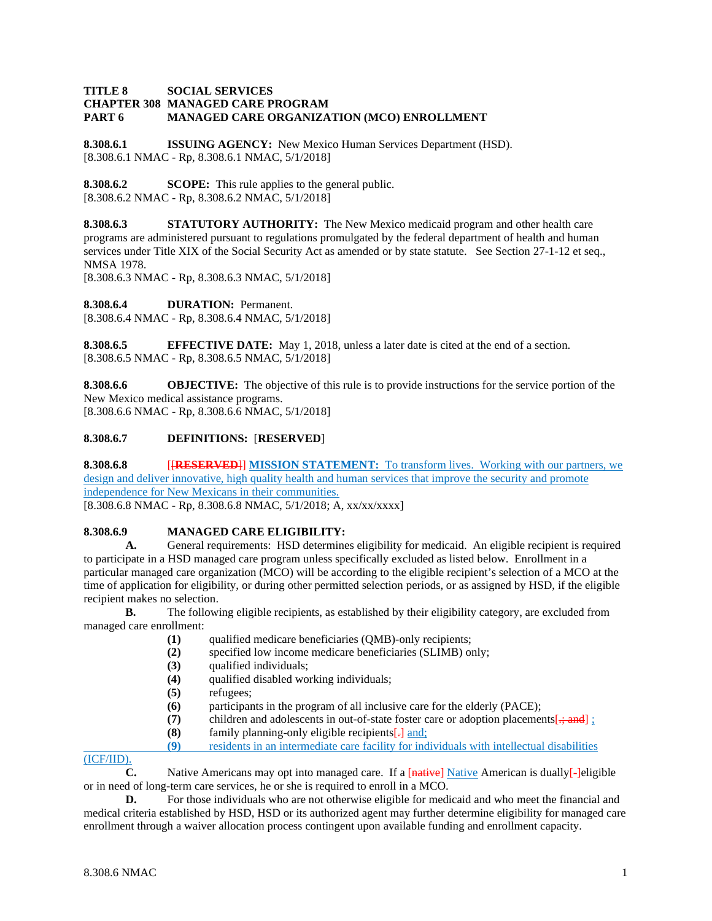**TITLE 8 SOCIAL SERVICES**
**CHAPTER 308 MANAGED CARE PROGRAM**
**PART 6 MANAGED CARE ORGANIZATION (MCO) ENROLLMENT**

**8.308.6.1 ISSUING AGENCY:** New Mexico Human Services Department (HSD).
[8.308.6.1 NMAC - Rp, 8.308.6.1 NMAC, 5/1/2018]

**8.308.6.2 SCOPE:** This rule applies to the general public.
[8.308.6.2 NMAC - Rp, 8.308.6.2 NMAC, 5/1/2018]

**8.308.6.3 STATUTORY AUTHORITY:** The New Mexico medicaid program and other health care programs are administered pursuant to regulations promulgated by the federal department of health and human services under Title XIX of the Social Security Act as amended or by state statute. See Section 27-1-12 et seq., NMSA 1978.
[8.308.6.3 NMAC - Rp, 8.308.6.3 NMAC, 5/1/2018]

**8.308.6.4 DURATION:** Permanent.
[8.308.6.4 NMAC - Rp, 8.308.6.4 NMAC, 5/1/2018]

**8.308.6.5 EFFECTIVE DATE:** May 1, 2018, unless a later date is cited at the end of a section.
[8.308.6.5 NMAC - Rp, 8.308.6.5 NMAC, 5/1/2018]

**8.308.6.6 OBJECTIVE:** The objective of this rule is to provide instructions for the service portion of the New Mexico medical assistance programs.
[8.308.6.6 NMAC - Rp, 8.308.6.6 NMAC, 5/1/2018]

**8.308.6.7 DEFINITIONS:** [**RESERVED**]

**8.308.6.8** [~~**[RESERVED]**~~] **MISSION STATEMENT:** To transform lives. Working with our partners, we design and deliver innovative, high quality health and human services that improve the security and promote independence for New Mexicans in their communities.
[8.308.6.8 NMAC - Rp, 8.308.6.8 NMAC, 5/1/2018; A, xx/xx/xxxx]

**8.308.6.9 MANAGED CARE ELIGIBILITY:**

**A.** General requirements: HSD determines eligibility for medicaid. An eligible recipient is required to participate in a HSD managed care program unless specifically excluded as listed below. Enrollment in a particular managed care organization (MCO) will be according to the eligible recipient's selection of a MCO at the time of application for eligibility, or during other permitted selection periods, or as assigned by HSD, if the eligible recipient makes no selection.

**B.** The following eligible recipients, as established by their eligibility category, are excluded from managed care enrollment:

**(1)** qualified medicare beneficiaries (QMB)-only recipients;
**(2)** specified low income medicare beneficiaries (SLIMB) only;
**(3)** qualified individuals;
**(4)** qualified disabled working individuals;
**(5)** refugees;
**(6)** participants in the program of all inclusive care for the elderly (PACE);
**(7)** children and adolescents in out-of-state foster care or adoption placements[~~.; and~~] ;
**(8)** family planning-only eligible recipients[~~.~~] and;
**(9)** residents in an intermediate care facility for individuals with intellectual disabilities (ICF/IID).

**C.** Native Americans may opt into managed care. If a [~~native~~] Native American is dually[~~-~~]eligible or in need of long-term care services, he or she is required to enroll in a MCO.

**D.** For those individuals who are not otherwise eligible for medicaid and who meet the financial and medical criteria established by HSD, HSD or its authorized agent may further determine eligibility for managed care enrollment through a waiver allocation process contingent upon available funding and enrollment capacity.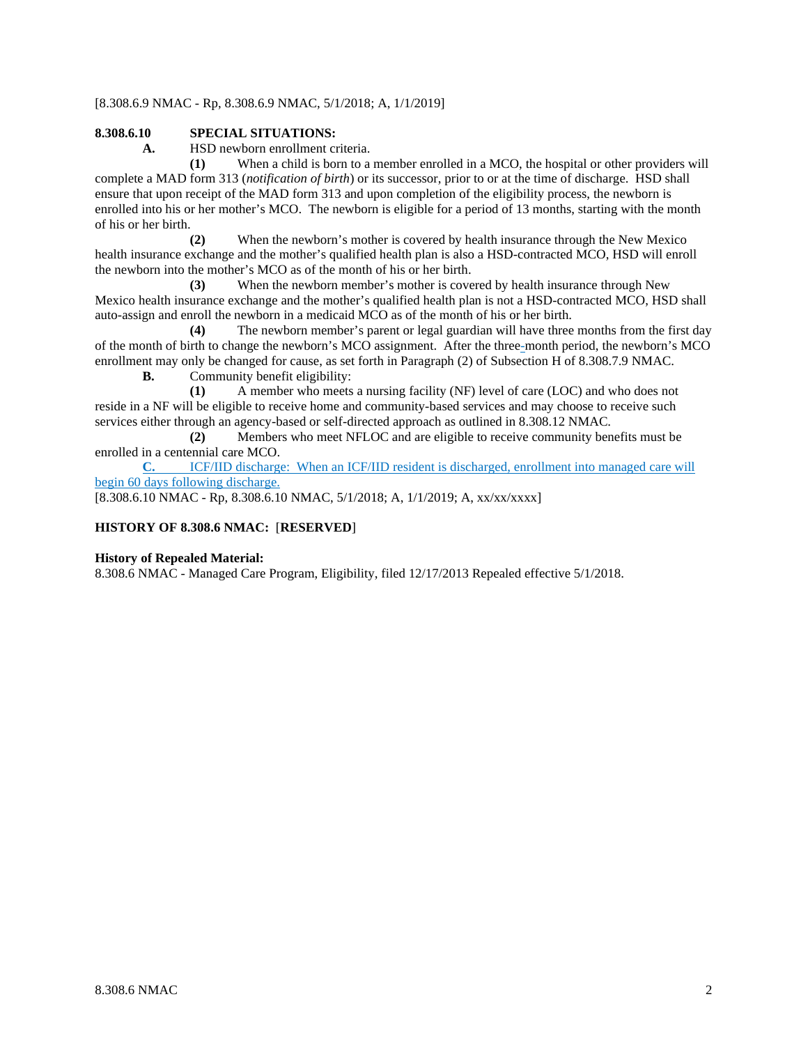[8.308.6.9 NMAC - Rp, 8.308.6.9 NMAC, 5/1/2018; A, 1/1/2019]

**8.308.6.10 SPECIAL SITUATIONS:**

**A.** HSD newborn enrollment criteria.

**(1)** When a child is born to a member enrolled in a MCO, the hospital or other providers will complete a MAD form 313 (*notification of birth*) or its successor, prior to or at the time of discharge. HSD shall ensure that upon receipt of the MAD form 313 and upon completion of the eligibility process, the newborn is enrolled into his or her mother's MCO. The newborn is eligible for a period of 13 months, starting with the month of his or her birth.

**(2)** When the newborn's mother is covered by health insurance through the New Mexico health insurance exchange and the mother's qualified health plan is also a HSD-contracted MCO, HSD will enroll the newborn into the mother's MCO as of the month of his or her birth.

**(3)** When the newborn member's mother is covered by health insurance through New Mexico health insurance exchange and the mother's qualified health plan is not a HSD-contracted MCO, HSD shall auto-assign and enroll the newborn in a medicaid MCO as of the month of his or her birth.

**(4)** The newborn member's parent or legal guardian will have three months from the first day of the month of birth to change the newborn's MCO assignment. After the three-month period, the newborn's MCO enrollment may only be changed for cause, as set forth in Paragraph (2) of Subsection H of 8.308.7.9 NMAC.

**B.** Community benefit eligibility:

**(1)** A member who meets a nursing facility (NF) level of care (LOC) and who does not reside in a NF will be eligible to receive home and community-based services and may choose to receive such services either through an agency-based or self-directed approach as outlined in 8.308.12 NMAC.

**(2)** Members who meet NFLOC and are eligible to receive community benefits must be enrolled in a centennial care MCO.

**C.** ICF/IID discharge: When an ICF/IID resident is discharged, enrollment into managed care will begin 60 days following discharge.

[8.308.6.10 NMAC - Rp, 8.308.6.10 NMAC, 5/1/2018; A, 1/1/2019; A, xx/xx/xxxx]

**HISTORY OF 8.308.6 NMAC:** [**RESERVED**]

**History of Repealed Material:**

8.308.6 NMAC - Managed Care Program, Eligibility, filed 12/17/2013 Repealed effective 5/1/2018.